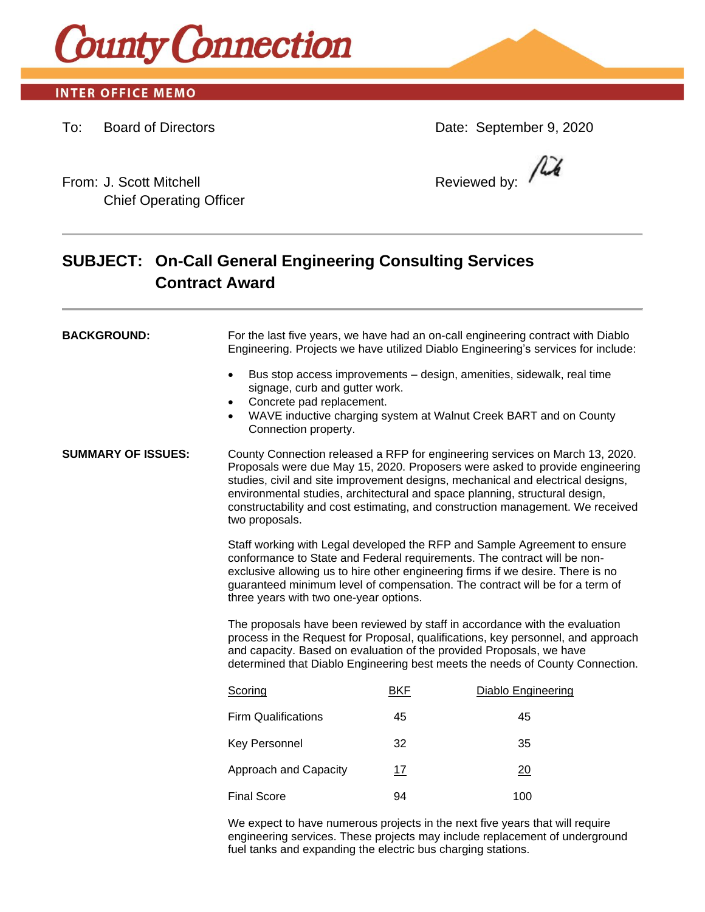# County Connection

## INTER OFFICE MEMO

To: Board of Directors

Date: September 9, 2020

From: J. Scott Mitchell
Chief Operating Officer

Reviewed by:

---

## SUBJECT: On-Call General Engineering Consulting Services Contract Award

---

**BACKGROUND:**

For the last five years, we have had an on-call engineering contract with Diablo Engineering. Projects we have utilized Diablo Engineering's services for include:

- Bus stop access improvements – design, amenities, sidewalk, real time signage, curb and gutter work.
- Concrete pad replacement.
- WAVE inductive charging system at Walnut Creek BART and on County Connection property.

**SUMMARY OF ISSUES:**

County Connection released a RFP for engineering services on March 13, 2020. Proposals were due May 15, 2020. Proposers were asked to provide engineering studies, civil and site improvement designs, mechanical and electrical designs, environmental studies, architectural and space planning, structural design, constructability and cost estimating, and construction management. We received two proposals.

Staff working with Legal developed the RFP and Sample Agreement to ensure conformance to State and Federal requirements. The contract will be non-exclusive allowing us to hire other engineering firms if we desire. There is no guaranteed minimum level of compensation. The contract will be for a term of three years with two one-year options.

The proposals have been reviewed by staff in accordance with the evaluation process in the Request for Proposal, qualifications, key personnel, and approach and capacity. Based on evaluation of the provided Proposals, we have determined that Diablo Engineering best meets the needs of County Connection.

| Scoring | BKF | Diablo Engineering |
|---|---|---|
| Firm Qualifications | 45 | 45 |
| Key Personnel | 32 | 35 |
| Approach and Capacity | 17 | 20 |
| Final Score | 94 | 100 |

We expect to have numerous projects in the next five years that will require engineering services. These projects may include replacement of underground fuel tanks and expanding the electric bus charging stations.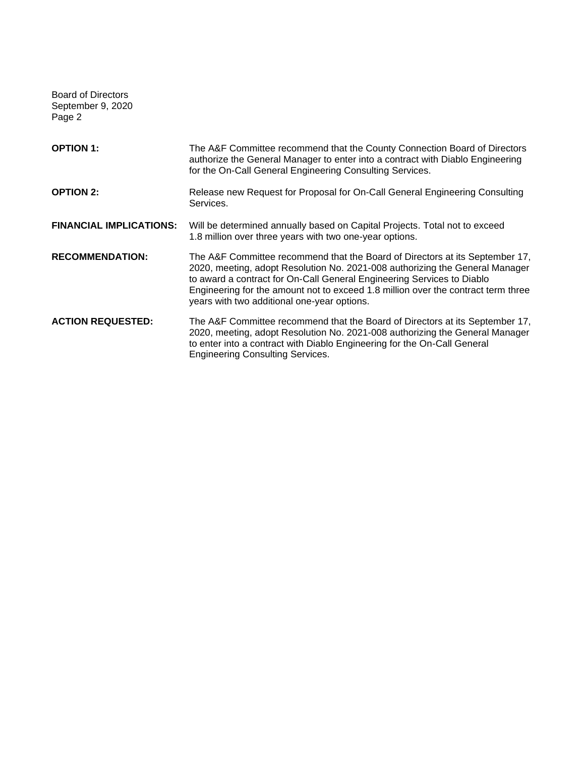Board of Directors
September 9, 2020

**OPTION 1:** The A&F Committee recommend that the County Connection Board of Directors authorize the General Manager to enter into a contract with Diablo Engineering for the On-Call General Engineering Consulting Services.

**OPTION 2:** Release new Request for Proposal for On-Call General Engineering Consulting Services.

**FINANCIAL IMPLICATIONS:** Will be determined annually based on Capital Projects. Total not to exceed 1.8 million over three years with two one-year options.

**RECOMMENDATION:** The A&F Committee recommend that the Board of Directors at its September 17, 2020, meeting, adopt Resolution No. 2021-008 authorizing the General Manager to award a contract for On-Call General Engineering Services to Diablo Engineering for the amount not to exceed 1.8 million over the contract term three years with two additional one-year options.

**ACTION REQUESTED:** The A&F Committee recommend that the Board of Directors at its September 17, 2020, meeting, adopt Resolution No. 2021-008 authorizing the General Manager to enter into a contract with Diablo Engineering for the On-Call General Engineering Consulting Services.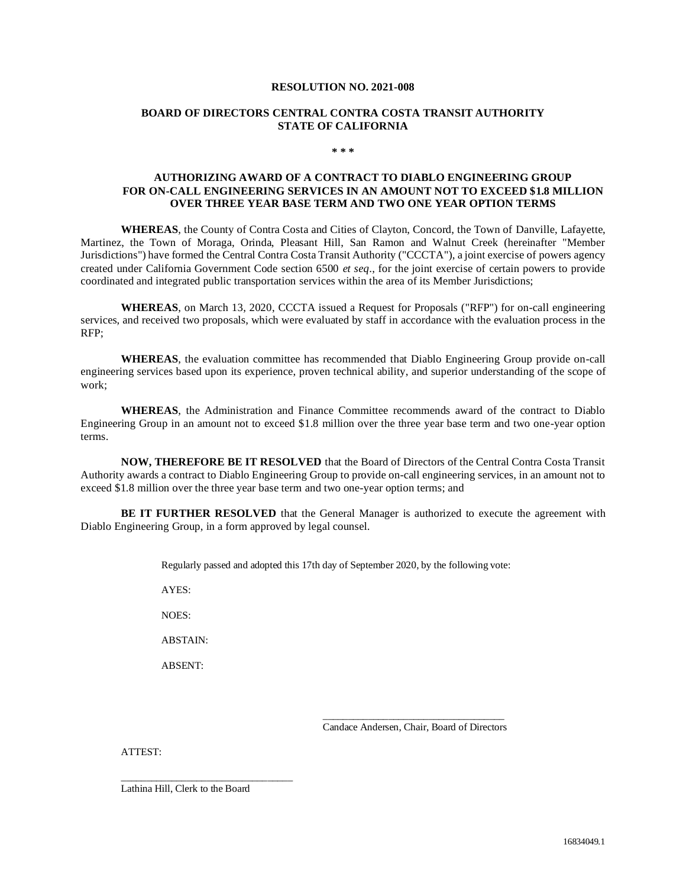**RESOLUTION NO. 2021-008**

**BOARD OF DIRECTORS CENTRAL CONTRA COSTA TRANSIT AUTHORITY**
**STATE OF CALIFORNIA**

**\* \* \***

**AUTHORIZING AWARD OF A CONTRACT TO DIABLO ENGINEERING GROUP FOR ON-CALL ENGINEERING SERVICES IN AN AMOUNT NOT TO EXCEED $1.8 MILLION OVER THREE YEAR BASE TERM AND TWO ONE YEAR OPTION TERMS**

**WHEREAS**, the County of Contra Costa and Cities of Clayton, Concord, the Town of Danville, Lafayette, Martinez, the Town of Moraga, Orinda, Pleasant Hill, San Ramon and Walnut Creek (hereinafter "Member Jurisdictions") have formed the Central Contra Costa Transit Authority ("CCCTA"), a joint exercise of powers agency created under California Government Code section 6500 *et seq*., for the joint exercise of certain powers to provide coordinated and integrated public transportation services within the area of its Member Jurisdictions;

**WHEREAS**, on March 13, 2020, CCCTA issued a Request for Proposals ("RFP") for on-call engineering services, and received two proposals, which were evaluated by staff in accordance with the evaluation process in the RFP;

**WHEREAS**, the evaluation committee has recommended that Diablo Engineering Group provide on-call engineering services based upon its experience, proven technical ability, and superior understanding of the scope of work;

**WHEREAS**, the Administration and Finance Committee recommends award of the contract to Diablo Engineering Group in an amount not to exceed $1.8 million over the three year base term and two one-year option terms.

**NOW, THEREFORE BE IT RESOLVED** that the Board of Directors of the Central Contra Costa Transit Authority awards a contract to Diablo Engineering Group to provide on-call engineering services, in an amount not to exceed $1.8 million over the three year base term and two one-year option terms; and

**BE IT FURTHER RESOLVED** that the General Manager is authorized to execute the agreement with Diablo Engineering Group, in a form approved by legal counsel.

Regularly passed and adopted this 17th day of September 2020, by the following vote:

AYES:

NOES:

ABSTAIN:

ABSENT:

\_\_\_\_\_\_\_\_\_\_\_\_\_\_\_\_\_\_\_\_\_\_\_\_\_\_\_\_\_\_\_\_\_\_\_\_
Candace Andersen, Chair, Board of Directors

ATTEST:

\_\_\_\_\_\_\_\_\_\_\_\_\_\_\_\_\_\_\_\_\_\_\_\_\_\_\_\_\_\_\_\_\_\_\_\_
Lathina Hill, Clerk to the Board

16834049.1